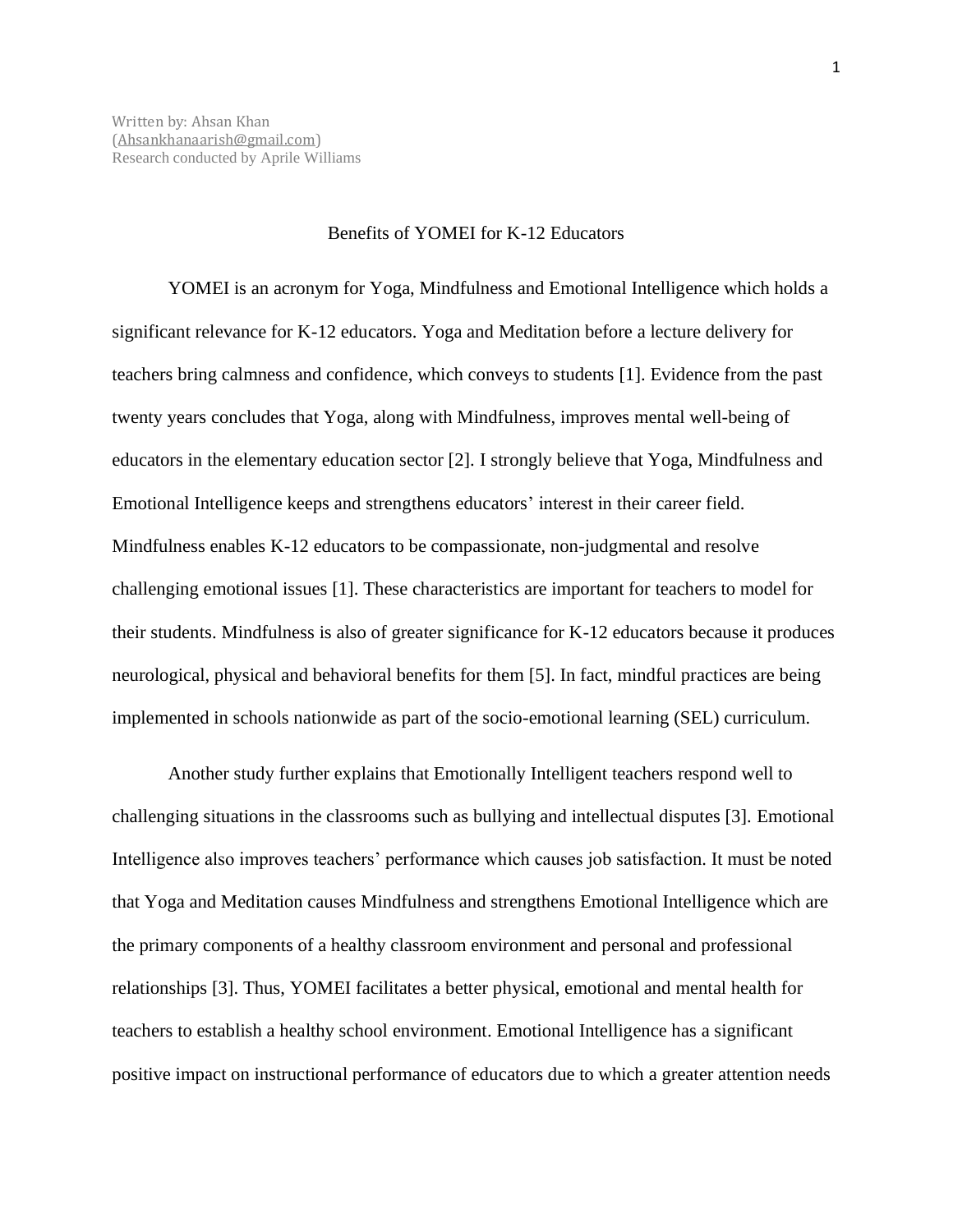Written by: Ahsan Khan
(Ahsankhanaarish@gmail.com)
Research conducted by Aprile Williams

# Benefits of YOMEI for K-12 Educators

YOMEI is an acronym for Yoga, Mindfulness and Emotional Intelligence which holds a significant relevance for K-12 educators. Yoga and Meditation before a lecture delivery for teachers bring calmness and confidence, which conveys to students [1]. Evidence from the past twenty years concludes that Yoga, along with Mindfulness, improves mental well-being of educators in the elementary education sector [2]. I strongly believe that Yoga, Mindfulness and Emotional Intelligence keeps and strengthens educators' interest in their career field. Mindfulness enables K-12 educators to be compassionate, non-judgmental and resolve challenging emotional issues [1]. These characteristics are important for teachers to model for their students. Mindfulness is also of greater significance for K-12 educators because it produces neurological, physical and behavioral benefits for them [5]. In fact, mindful practices are being implemented in schools nationwide as part of the socio-emotional learning (SEL) curriculum.

Another study further explains that Emotionally Intelligent teachers respond well to challenging situations in the classrooms such as bullying and intellectual disputes [3]. Emotional Intelligence also improves teachers' performance which causes job satisfaction. It must be noted that Yoga and Meditation causes Mindfulness and strengthens Emotional Intelligence which are the primary components of a healthy classroom environment and personal and professional relationships [3]. Thus, YOMEI facilitates a better physical, emotional and mental health for teachers to establish a healthy school environment. Emotional Intelligence has a significant positive impact on instructional performance of educators due to which a greater attention needs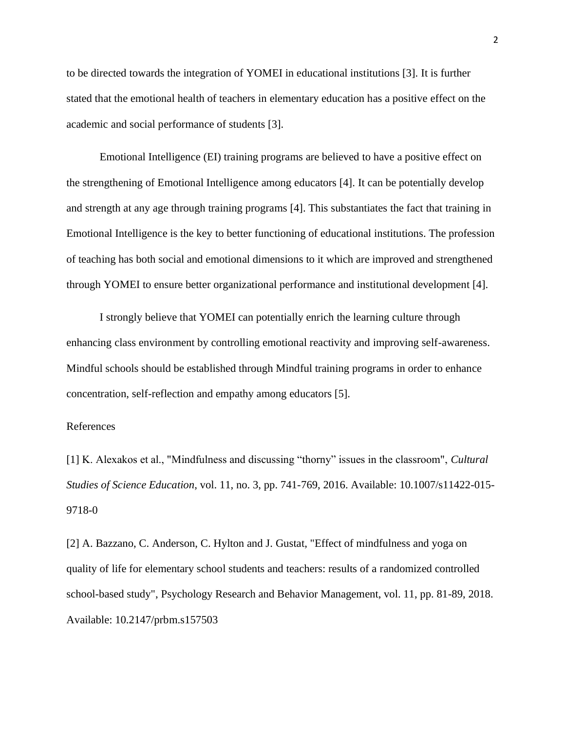to be directed towards the integration of YOMEI in educational institutions [3]. It is further stated that the emotional health of teachers in elementary education has a positive effect on the academic and social performance of students [3].

Emotional Intelligence (EI) training programs are believed to have a positive effect on the strengthening of Emotional Intelligence among educators [4]. It can be potentially develop and strength at any age through training programs [4]. This substantiates the fact that training in Emotional Intelligence is the key to better functioning of educational institutions. The profession of teaching has both social and emotional dimensions to it which are improved and strengthened through YOMEI to ensure better organizational performance and institutional development [4].

I strongly believe that YOMEI can potentially enrich the learning culture through enhancing class environment by controlling emotional reactivity and improving self-awareness. Mindful schools should be established through Mindful training programs in order to enhance concentration, self-reflection and empathy among educators [5].

References

[1] K. Alexakos et al., "Mindfulness and discussing “thorny” issues in the classroom", *Cultural Studies of Science Education*, vol. 11, no. 3, pp. 741-769, 2016. Available: 10.1007/s11422-015-9718-0

[2] A. Bazzano, C. Anderson, C. Hylton and J. Gustat, "Effect of mindfulness and yoga on quality of life for elementary school students and teachers: results of a randomized controlled school-based study", Psychology Research and Behavior Management, vol. 11, pp. 81-89, 2018. Available: 10.2147/prbm.s157503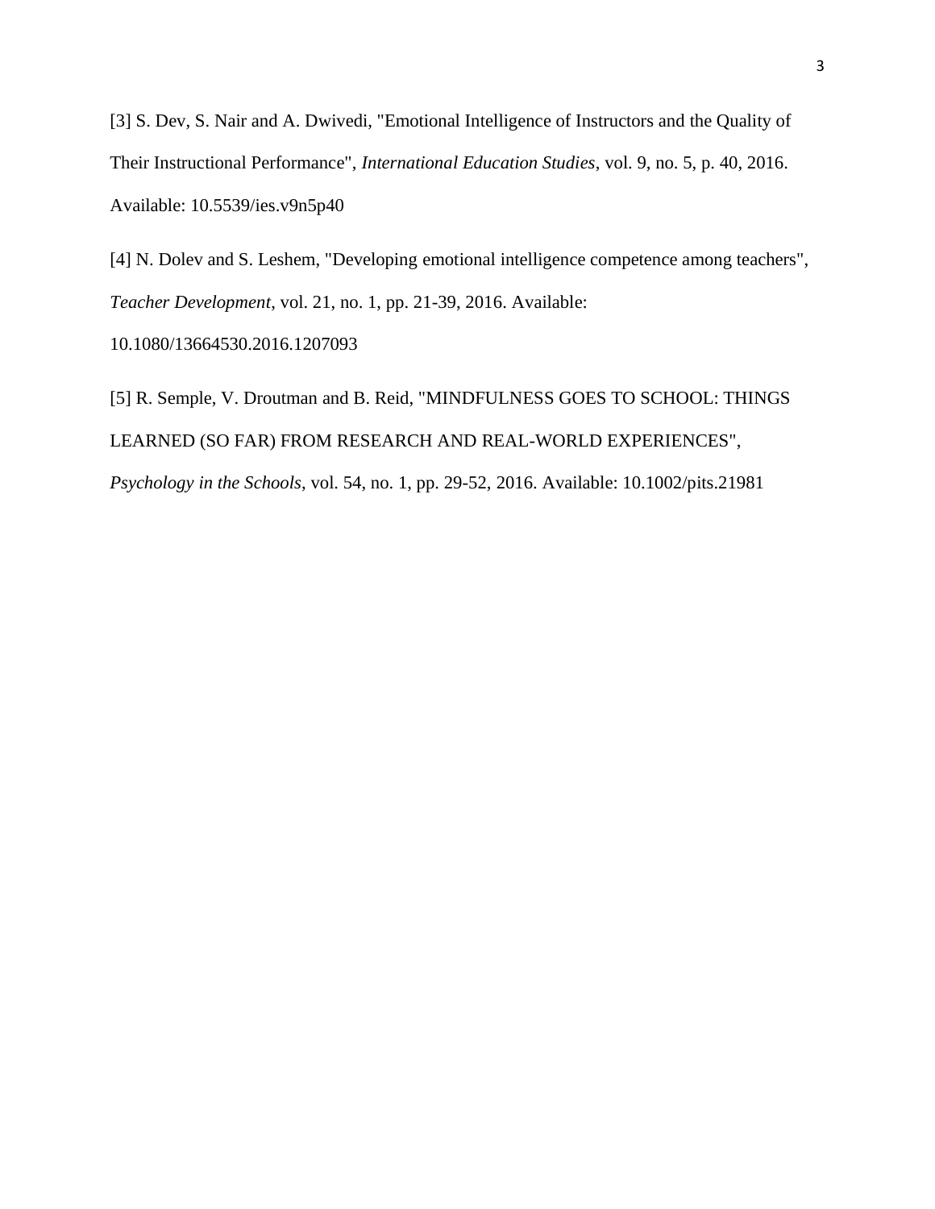[3] S. Dev, S. Nair and A. Dwivedi, "Emotional Intelligence of Instructors and the Quality of Their Instructional Performance", *International Education Studies*, vol. 9, no. 5, p. 40, 2016. Available: 10.5539/ies.v9n5p40

[4] N. Dolev and S. Leshem, "Developing emotional intelligence competence among teachers", *Teacher Development*, vol. 21, no. 1, pp. 21-39, 2016. Available: 10.1080/13664530.2016.1207093

[5] R. Semple, V. Droutman and B. Reid, "MINDFULNESS GOES TO SCHOOL: THINGS LEARNED (SO FAR) FROM RESEARCH AND REAL-WORLD EXPERIENCES", *Psychology in the Schools*, vol. 54, no. 1, pp. 29-52, 2016. Available: 10.1002/pits.21981